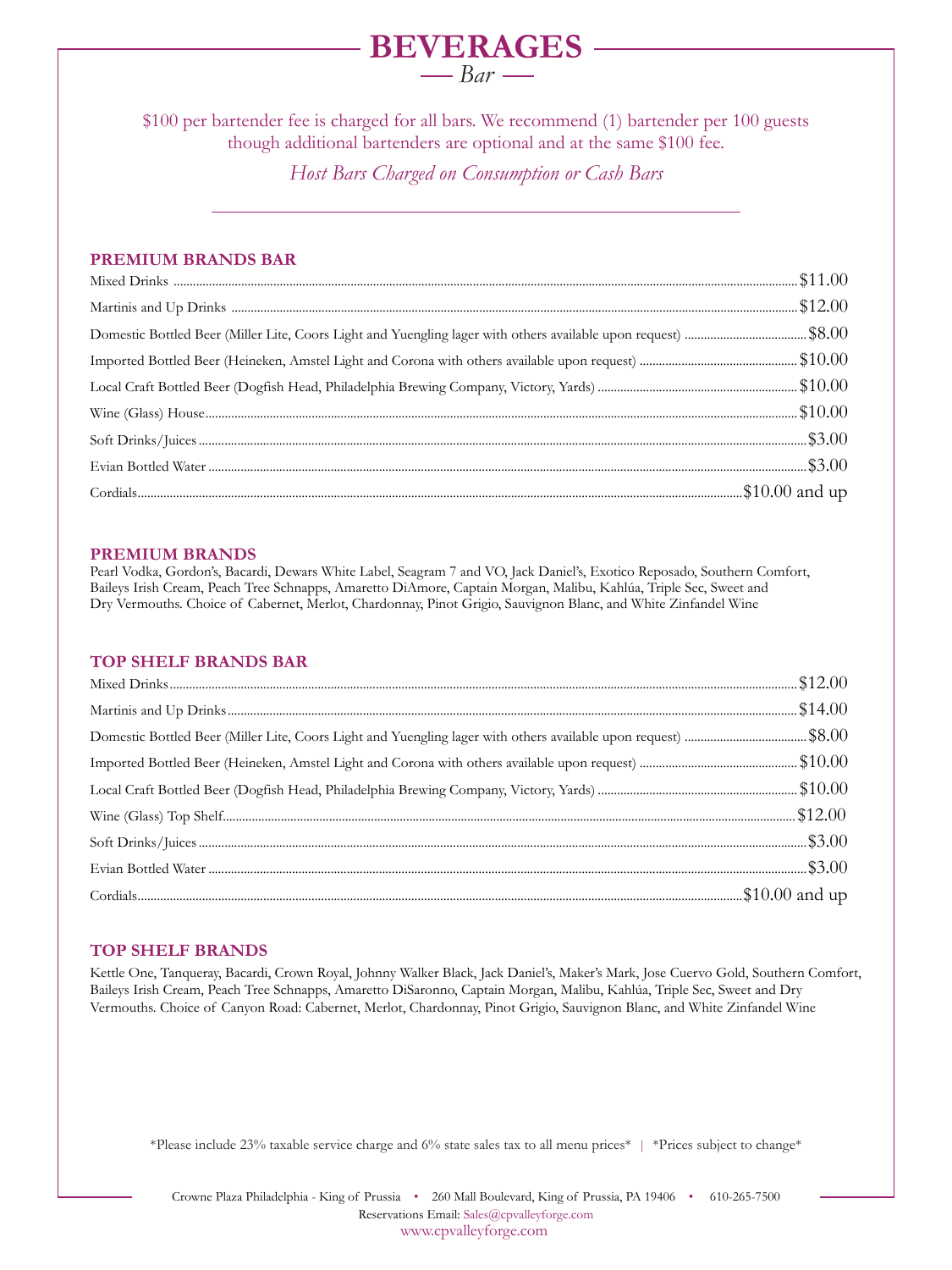# BEVERAGES

*Bar*

$100 per bartender fee is charged for all bars. We recommend (1) bartender per 100 guests though additional bartenders are optional and at the same $100 fee.

*Host Bars Charged on Consumption or Cash Bars*

## PREMIUM BRANDS BAR

| Item | Price |
|---|---|
| Mixed Drinks | $11.00 |
| Martinis and Up Drinks | $12.00 |
| Domestic Bottled Beer (Miller Lite, Coors Light and Yuengling lager with others available upon request) | $8.00 |
| Imported Bottled Beer (Heineken, Amstel Light and Corona with others available upon request) | $10.00 |
| Local Craft Bottled Beer (Dogfish Head, Philadelphia Brewing Company, Victory, Yards) | $10.00 |
| Wine (Glass) House | $10.00 |
| Soft Drinks/Juices | $3.00 |
| Evian Bottled Water | $3.00 |
| Cordials | $10.00 and up |

## PREMIUM BRANDS

Pearl Vodka, Gordon's, Bacardi, Dewars White Label, Seagram 7 and VO, Jack Daniel's, Exotico Reposado, Southern Comfort, Baileys Irish Cream, Peach Tree Schnapps, Amaretto DiAmore, Captain Morgan, Malibu, Kahlúa, Triple Sec, Sweet and Dry Vermouths. Choice of Cabernet, Merlot, Chardonnay, Pinot Grigio, Sauvignon Blanc, and White Zinfandel Wine

## TOP SHELF BRANDS BAR

| Item | Price |
|---|---|
| Mixed Drinks | $12.00 |
| Martinis and Up Drinks | $14.00 |
| Domestic Bottled Beer (Miller Lite, Coors Light and Yuengling lager with others available upon request) | $8.00 |
| Imported Bottled Beer (Heineken, Amstel Light and Corona with others available upon request) | $10.00 |
| Local Craft Bottled Beer (Dogfish Head, Philadelphia Brewing Company, Victory, Yards) | $10.00 |
| Wine (Glass) Top Shelf | $12.00 |
| Soft Drinks/Juices | $3.00 |
| Evian Bottled Water | $3.00 |
| Cordials | $10.00 and up |

## TOP SHELF BRANDS

Kettle One, Tanqueray, Bacardi, Crown Royal, Johnny Walker Black, Jack Daniel's, Maker's Mark, Jose Cuervo Gold, Southern Comfort, Baileys Irish Cream, Peach Tree Schnapps, Amaretto DiSaronno, Captain Morgan, Malibu, Kahlúa, Triple Sec, Sweet and Dry Vermouths. Choice of Canyon Road: Cabernet, Merlot, Chardonnay, Pinot Grigio, Sauvignon Blanc, and White Zinfandel Wine

*Please include 23% taxable service charge and 6% state sales tax to all menu prices* | *Prices subject to change*

Crowne Plaza Philadelphia - King of Prussia • 260 Mall Boulevard, King of Prussia, PA 19406 • 610-265-7500

Reservations Email: Sales@cpvalleyforge.com

www.cpvalleyforge.com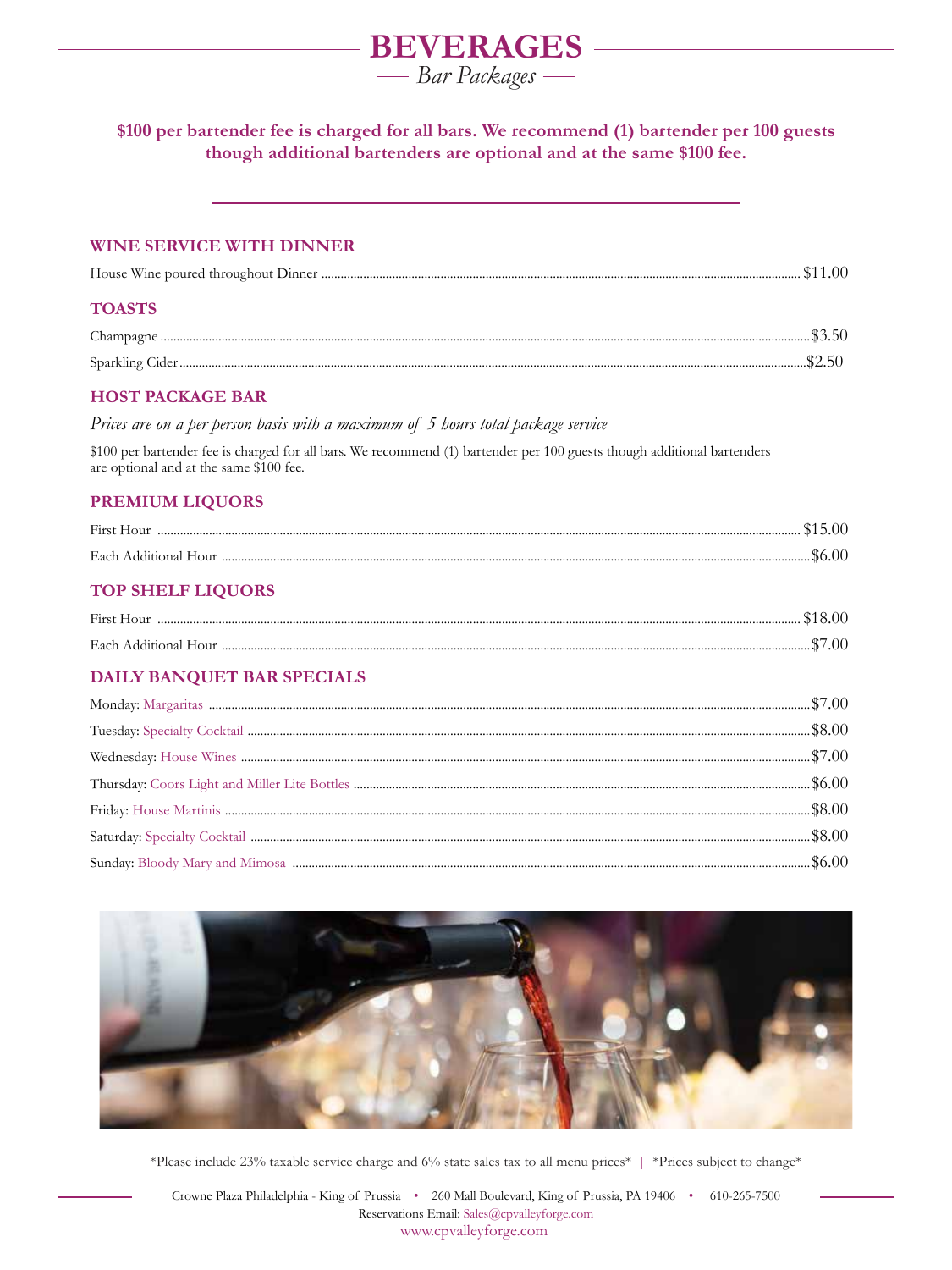# BEVERAGES

*— Bar Packages —*

**$100 per bartender fee is charged for all bars. We recommend (1) bartender per 100 guests though additional bartenders are optional and at the same $100 fee.**

## WINE SERVICE WITH DINNER

House Wine poured throughout Dinner ..... $11.00

## TOASTS

Champagne ..... $3.50

Sparkling Cider ..... $2.50

## HOST PACKAGE BAR

*Prices are on a per person basis with a maximum of 5 hours total package service*

$100 per bartender fee is charged for all bars. We recommend (1) bartender per 100 guests though additional bartenders are optional and at the same $100 fee.

## PREMIUM LIQUORS

First Hour ..... $15.00

Each Additional Hour ..... $6.00

## TOP SHELF LIQUORS

First Hour ..... $18.00

Each Additional Hour ..... $7.00

## DAILY BANQUET BAR SPECIALS

Monday: Margaritas ..... $7.00

Tuesday: Specialty Cocktail ..... $8.00

Wednesday: House Wines ..... $7.00

Thursday: Coors Light and Miller Lite Bottles ..... $6.00

Friday: House Martinis ..... $8.00

Saturday: Specialty Cocktail ..... $8.00

Sunday: Bloody Mary and Mimosa ..... $6.00

*Please include 23% taxable service charge and 6% state sales tax to all menu prices* | *Prices subject to change*

Crowne Plaza Philadelphia - King of Prussia • 260 Mall Boulevard, King of Prussia, PA 19406 • 610-265-7500

Reservations Email: Sales@cpvalleyforge.com

www.cpvalleyforge.com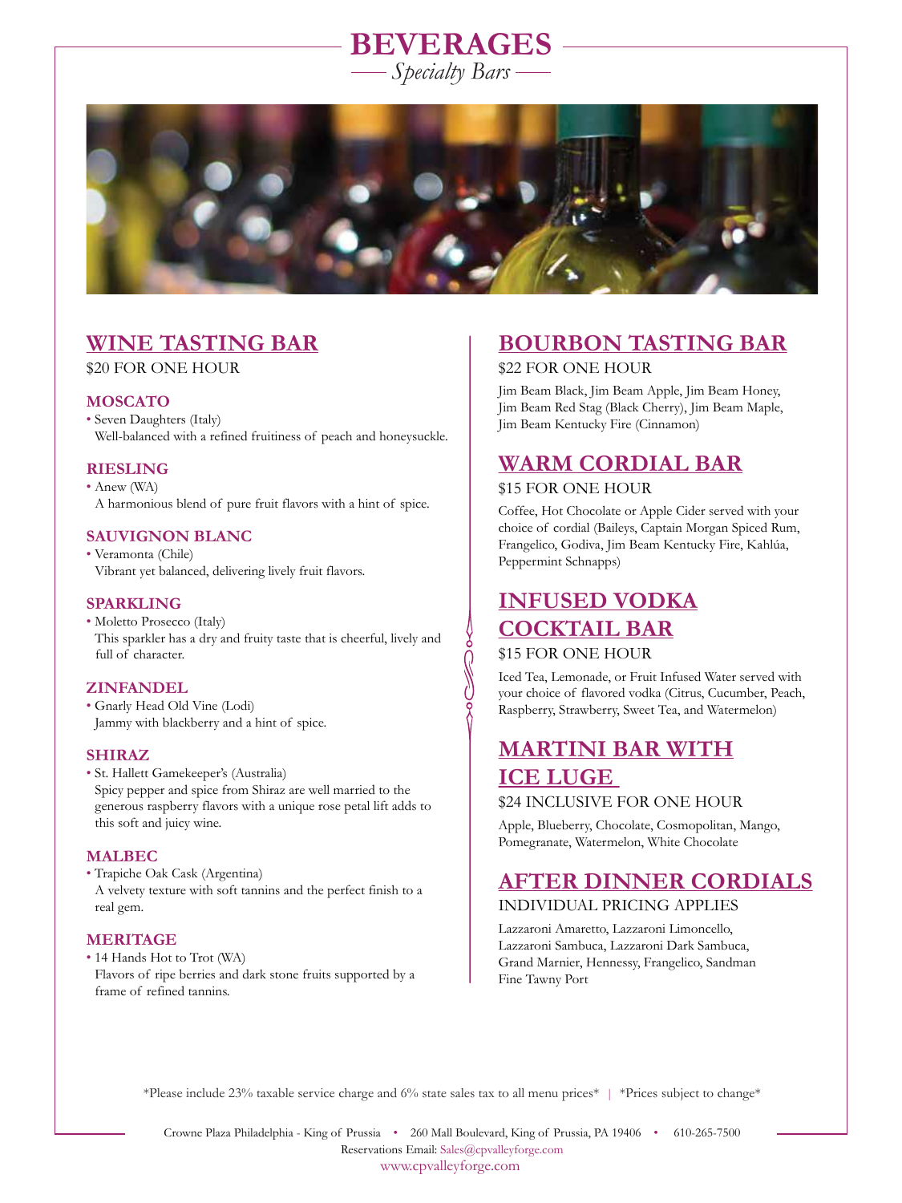# BEVERAGES

*Specialty Bars*

## WINE TASTING BAR

$20 FOR ONE HOUR

### MOSCATO

- Seven Daughters (Italy)
  Well-balanced with a refined fruitiness of peach and honeysuckle.

### RIESLING

- Anew (WA)
  A harmonious blend of pure fruit flavors with a hint of spice.

### SAUVIGNON BLANC

- Veramonta (Chile)
  Vibrant yet balanced, delivering lively fruit flavors.

### SPARKLING

- Moletto Prosecco (Italy)
  This sparkler has a dry and fruity taste that is cheerful, lively and full of character.

### ZINFANDEL

- Gnarly Head Old Vine (Lodi)
  Jammy with blackberry and a hint of spice.

### SHIRAZ

- St. Hallett Gamekeeper's (Australia)
  Spicy pepper and spice from Shiraz are well married to the generous raspberry flavors with a unique rose petal lift adds to this soft and juicy wine.

### MALBEC

- Trapiche Oak Cask (Argentina)
  A velvety texture with soft tannins and the perfect finish to a real gem.

### MERITAGE

- 14 Hands Hot to Trot (WA)
  Flavors of ripe berries and dark stone fruits supported by a frame of refined tannins.

## BOURBON TASTING BAR

$22 FOR ONE HOUR

Jim Beam Black, Jim Beam Apple, Jim Beam Honey, Jim Beam Red Stag (Black Cherry), Jim Beam Maple, Jim Beam Kentucky Fire (Cinnamon)

## WARM CORDIAL BAR

$15 FOR ONE HOUR

Coffee, Hot Chocolate or Apple Cider served with your choice of cordial (Baileys, Captain Morgan Spiced Rum, Frangelico, Godiva, Jim Beam Kentucky Fire, Kahlúa, Peppermint Schnapps)

## INFUSED VODKA COCKTAIL BAR

$15 FOR ONE HOUR

Iced Tea, Lemonade, or Fruit Infused Water served with your choice of flavored vodka (Citrus, Cucumber, Peach, Raspberry, Strawberry, Sweet Tea, and Watermelon)

## MARTINI BAR WITH ICE LUGE

$24 INCLUSIVE FOR ONE HOUR

Apple, Blueberry, Chocolate, Cosmopolitan, Mango, Pomegranate, Watermelon, White Chocolate

## AFTER DINNER CORDIALS

INDIVIDUAL PRICING APPLIES

Lazzaroni Amaretto, Lazzaroni Limoncello, Lazzaroni Sambuca, Lazzaroni Dark Sambuca, Grand Marnier, Hennessy, Frangelico, Sandman Fine Tawny Port

*Please include 23% taxable service charge and 6% state sales tax to all menu prices* | *Prices subject to change*

Crowne Plaza Philadelphia - King of Prussia • 260 Mall Boulevard, King of Prussia, PA 19406 • 610-265-7500
Reservations Email: Sales@cpvalleyforge.com
www.cpvalleyforge.com